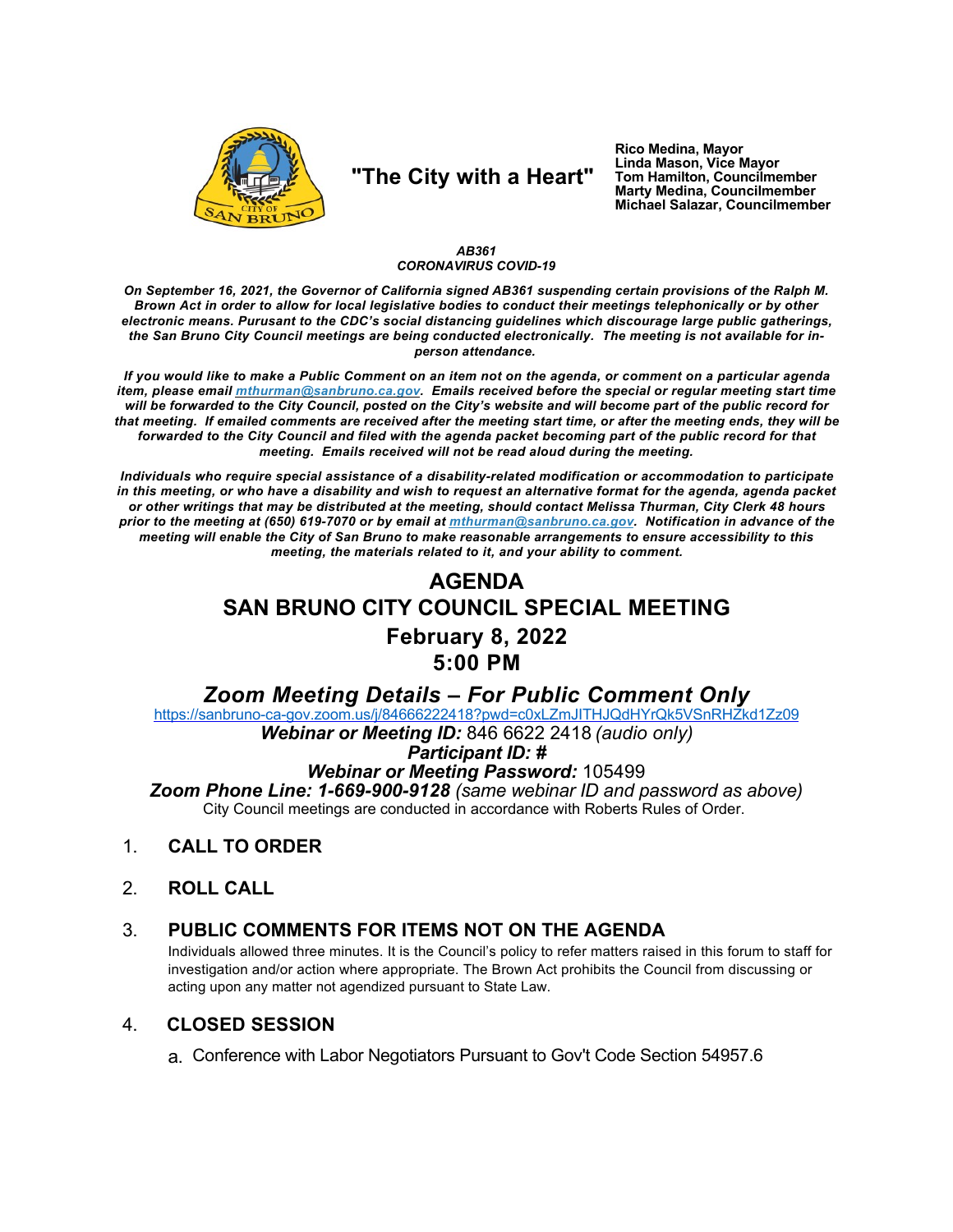**"The City with a Heart"**

**Rico Medina, Mayor**
**Linda Mason, Vice Mayor**
**Tom Hamilton, Councilmember**
**Marty Medina, Councilmember**
**Michael Salazar, Councilmember**

***AB361***
***CORONAVIRUS COVID-19***

***On September 16, 2021, the Governor of California signed AB361 suspending certain provisions of the Ralph M. Brown Act in order to allow for local legislative bodies to conduct their meetings telephonically or by other electronic means. Pursuant to the CDC's social distancing guidelines which discourage large public gatherings, the San Bruno City Council meetings are being conducted electronically. The meeting is not available for in-person attendance.***

***If you would like to make a Public Comment on an item not on the agenda, or comment on a particular agenda item, please email [mthurman@sanbruno.ca.gov](mailto:mthurman@sanbruno.ca.gov). Emails received before the special or regular meeting start time will be forwarded to the City Council, posted on the City's website and will become part of the public record for that meeting. If emailed comments are received after the meeting start time, or after the meeting ends, they will be forwarded to the City Council and filed with the agenda packet becoming part of the public record for that meeting. Emails received will not be read aloud during the meeting.***

***Individuals who require special assistance of a disability-related modification or accommodation to participate in this meeting, or who have a disability and wish to request an alternative format for the agenda, agenda packet or other writings that may be distributed at the meeting, should contact Melissa Thurman, City Clerk 48 hours prior to the meeting at (650) 619-7070 or by email at [mthurman@sanbruno.ca.gov](mailto:mthurman@sanbruno.ca.gov). Notification in advance of the meeting will enable the City of San Bruno to make reasonable arrangements to ensure accessibility to this meeting, the materials related to it, and your ability to comment.***

# AGENDA
# SAN BRUNO CITY COUNCIL SPECIAL MEETING
## February 8, 2022
## 5:00 PM

## *Zoom Meeting Details – For Public Comment Only*

https://sanbruno-ca-gov.zoom.us/j/84666222418?pwd=c0xLZmJlTHJQdHYrQk5VSnRHZkd1Zz09

***Webinar or Meeting ID:*** 846 6622 2418 *(audio only)*

***Participant ID: #***

***Webinar or Meeting Password:*** 105499

***Zoom Phone Line: 1-669-900-9128*** *(same webinar ID and password as above)*

City Council meetings are conducted in accordance with Roberts Rules of Order.

1. **CALL TO ORDER**

2. **ROLL CALL**

3. **PUBLIC COMMENTS FOR ITEMS NOT ON THE AGENDA**

   Individuals allowed three minutes. It is the Council's policy to refer matters raised in this forum to staff for investigation and/or action where appropriate. The Brown Act prohibits the Council from discussing or acting upon any matter not agendized pursuant to State Law.

4. **CLOSED SESSION**

   a. Conference with Labor Negotiators Pursuant to Gov't Code Section 54957.6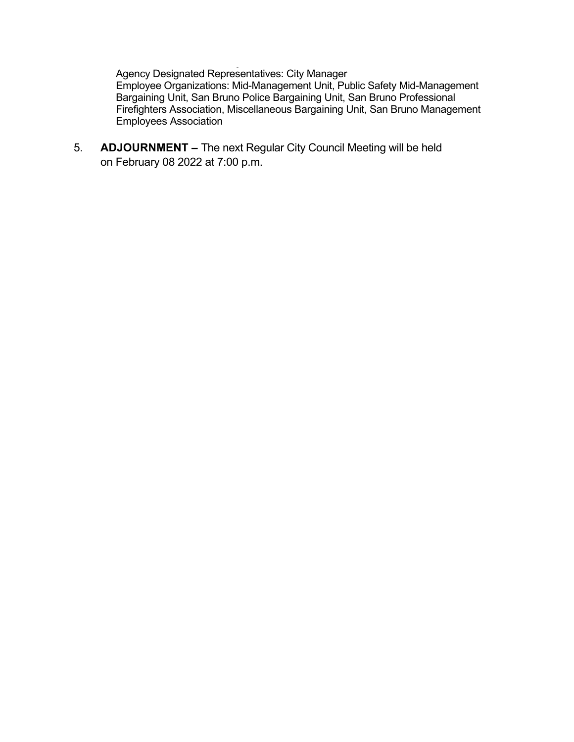Agency Designated Representatives: City Manager
Employee Organizations: Mid-Management Unit, Public Safety Mid-Management Bargaining Unit, San Bruno Police Bargaining Unit, San Bruno Professional Firefighters Association, Miscellaneous Bargaining Unit, San Bruno Management Employees Association

5. **ADJOURNMENT –** The next Regular City Council Meeting will be held on February 08 2022 at 7:00 p.m.